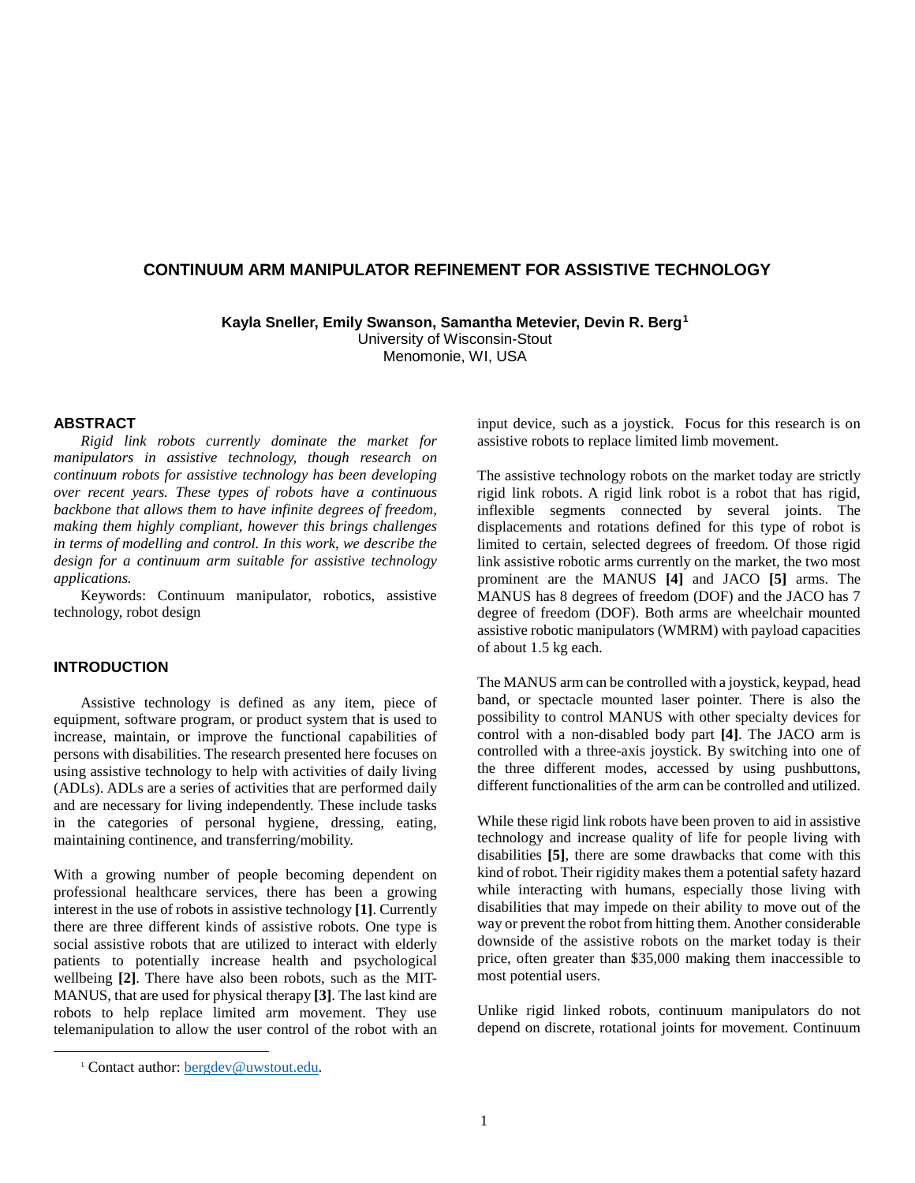# CONTINUUM ARM MANIPULATOR REFINEMENT FOR ASSISTIVE TECHNOLOGY

**Kayla Sneller, Emily Swanson, Samantha Metevier, Devin R. Berg[1]**
University of Wisconsin-Stout
Menomonie, WI, USA

## ABSTRACT

*Rigid link robots currently dominate the market for manipulators in assistive technology, though research on continuum robots for assistive technology has been developing over recent years. These types of robots have a continuous backbone that allows them to have infinite degrees of freedom, making them highly compliant, however this brings challenges in terms of modelling and control. In this work, we describe the design for a continuum arm suitable for assistive technology applications.*

Keywords: Continuum manipulator, robotics, assistive technology, robot design

## INTRODUCTION

Assistive technology is defined as any item, piece of equipment, software program, or product system that is used to increase, maintain, or improve the functional capabilities of persons with disabilities. The research presented here focuses on using assistive technology to help with activities of daily living (ADLs). ADLs are a series of activities that are performed daily and are necessary for living independently. These include tasks in the categories of personal hygiene, dressing, eating, maintaining continence, and transferring/mobility.

With a growing number of people becoming dependent on professional healthcare services, there has been a growing interest in the use of robots in assistive technology **[1]**. Currently there are three different kinds of assistive robots. One type is social assistive robots that are utilized to interact with elderly patients to potentially increase health and psychological wellbeing **[2]**. There have also been robots, such as the MIT-MANUS, that are used for physical therapy **[3]**. The last kind are robots to help replace limited arm movement. They use telemanipulation to allow the user control of the robot with an input device, such as a joystick. Focus for this research is on assistive robots to replace limited limb movement.

The assistive technology robots on the market today are strictly rigid link robots. A rigid link robot is a robot that has rigid, inflexible segments connected by several joints. The displacements and rotations defined for this type of robot is limited to certain, selected degrees of freedom. Of those rigid link assistive robotic arms currently on the market, the two most prominent are the MANUS **[4]** and JACO **[5]** arms. The MANUS has 8 degrees of freedom (DOF) and the JACO has 7 degree of freedom (DOF). Both arms are wheelchair mounted assistive robotic manipulators (WMRM) with payload capacities of about 1.5 kg each.

The MANUS arm can be controlled with a joystick, keypad, head band, or spectacle mounted laser pointer. There is also the possibility to control MANUS with other specialty devices for control with a non-disabled body part **[4]**. The JACO arm is controlled with a three-axis joystick. By switching into one of the three different modes, accessed by using pushbuttons, different functionalities of the arm can be controlled and utilized.

While these rigid link robots have been proven to aid in assistive technology and increase quality of life for people living with disabilities **[5]**, there are some drawbacks that come with this kind of robot. Their rigidity makes them a potential safety hazard while interacting with humans, especially those living with disabilities that may impede on their ability to move out of the way or prevent the robot from hitting them. Another considerable downside of the assistive robots on the market today is their price, often greater than \$35,000 making them inaccessible to most potential users.

Unlike rigid linked robots, continuum manipulators do not depend on discrete, rotational joints for movement. Continuum

[1] Contact author: bergdev@uwstout.edu.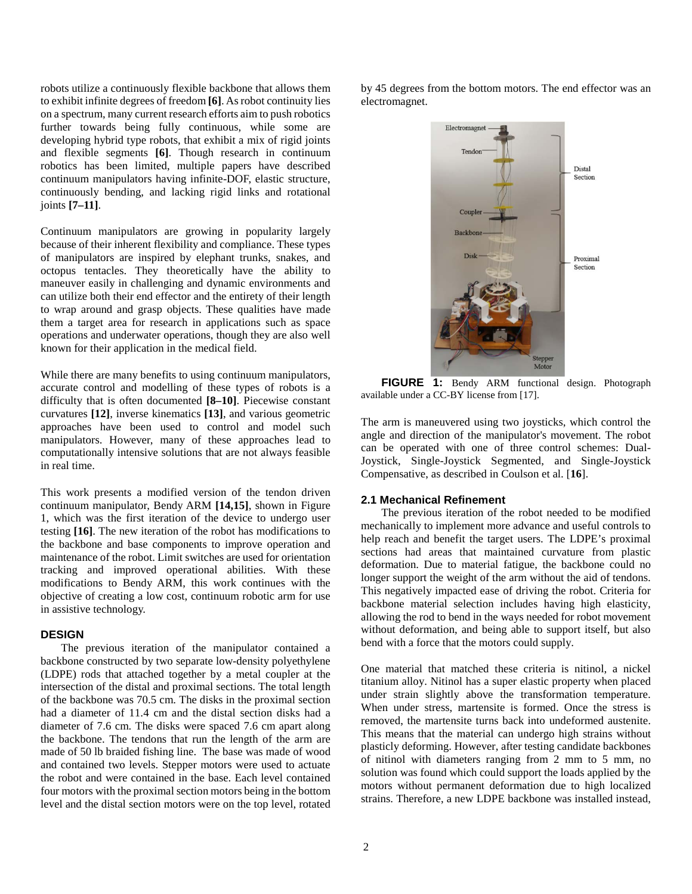robots utilize a continuously flexible backbone that allows them to exhibit infinite degrees of freedom **[6]**. As robot continuity lies on a spectrum, many current research efforts aim to push robotics further towards being fully continuous, while some are developing hybrid type robots, that exhibit a mix of rigid joints and flexible segments **[6]**. Though research in continuum robotics has been limited, multiple papers have described continuum manipulators having infinite-DOF, elastic structure, continuously bending, and lacking rigid links and rotational joints **[7–11]**.

Continuum manipulators are growing in popularity largely because of their inherent flexibility and compliance. These types of manipulators are inspired by elephant trunks, snakes, and octopus tentacles. They theoretically have the ability to maneuver easily in challenging and dynamic environments and can utilize both their end effector and the entirety of their length to wrap around and grasp objects. These qualities have made them a target area for research in applications such as space operations and underwater operations, though they are also well known for their application in the medical field.

While there are many benefits to using continuum manipulators, accurate control and modelling of these types of robots is a difficulty that is often documented **[8–10]**. Piecewise constant curvatures **[12]**, inverse kinematics **[13]**, and various geometric approaches have been used to control and model such manipulators. However, many of these approaches lead to computationally intensive solutions that are not always feasible in real time.

This work presents a modified version of the tendon driven continuum manipulator, Bendy ARM **[14,15]**, shown in Figure 1, which was the first iteration of the device to undergo user testing **[16]**. The new iteration of the robot has modifications to the backbone and base components to improve operation and maintenance of the robot. Limit switches are used for orientation tracking and improved operational abilities. With these modifications to Bendy ARM, this work continues with the objective of creating a low cost, continuum robotic arm for use in assistive technology.

## DESIGN

The previous iteration of the manipulator contained a backbone constructed by two separate low-density polyethylene (LDPE) rods that attached together by a metal coupler at the intersection of the distal and proximal sections. The total length of the backbone was 70.5 cm. The disks in the proximal section had a diameter of 11.4 cm and the distal section disks had a diameter of 7.6 cm. The disks were spaced 7.6 cm apart along the backbone. The tendons that run the length of the arm are made of 50 lb braided fishing line. The base was made of wood and contained two levels. Stepper motors were used to actuate the robot and were contained in the base. Each level contained four motors with the proximal section motors being in the bottom level and the distal section motors were on the top level, rotated by 45 degrees from the bottom motors. The end effector was an electromagnet.

**FIGURE 1:** Bendy ARM functional design. Photograph available under a CC-BY license from [17].

The arm is maneuvered using two joysticks, which control the angle and direction of the manipulator's movement. The robot can be operated with one of three control schemes: Dual-Joystick, Single-Joystick Segmented, and Single-Joystick Compensative, as described in Coulson et al. [**16**].

### 2.1 Mechanical Refinement

The previous iteration of the robot needed to be modified mechanically to implement more advance and useful controls to help reach and benefit the target users. The LDPE's proximal sections had areas that maintained curvature from plastic deformation. Due to material fatigue, the backbone could no longer support the weight of the arm without the aid of tendons. This negatively impacted ease of driving the robot. Criteria for backbone material selection includes having high elasticity, allowing the rod to bend in the ways needed for robot movement without deformation, and being able to support itself, but also bend with a force that the motors could supply.

One material that matched these criteria is nitinol, a nickel titanium alloy. Nitinol has a super elastic property when placed under strain slightly above the transformation temperature. When under stress, martensite is formed. Once the stress is removed, the martensite turns back into undeformed austenite. This means that the material can undergo high strains without plasticly deforming. However, after testing candidate backbones of nitinol with diameters ranging from 2 mm to 5 mm, no solution was found which could support the loads applied by the motors without permanent deformation due to high localized strains. Therefore, a new LDPE backbone was installed instead,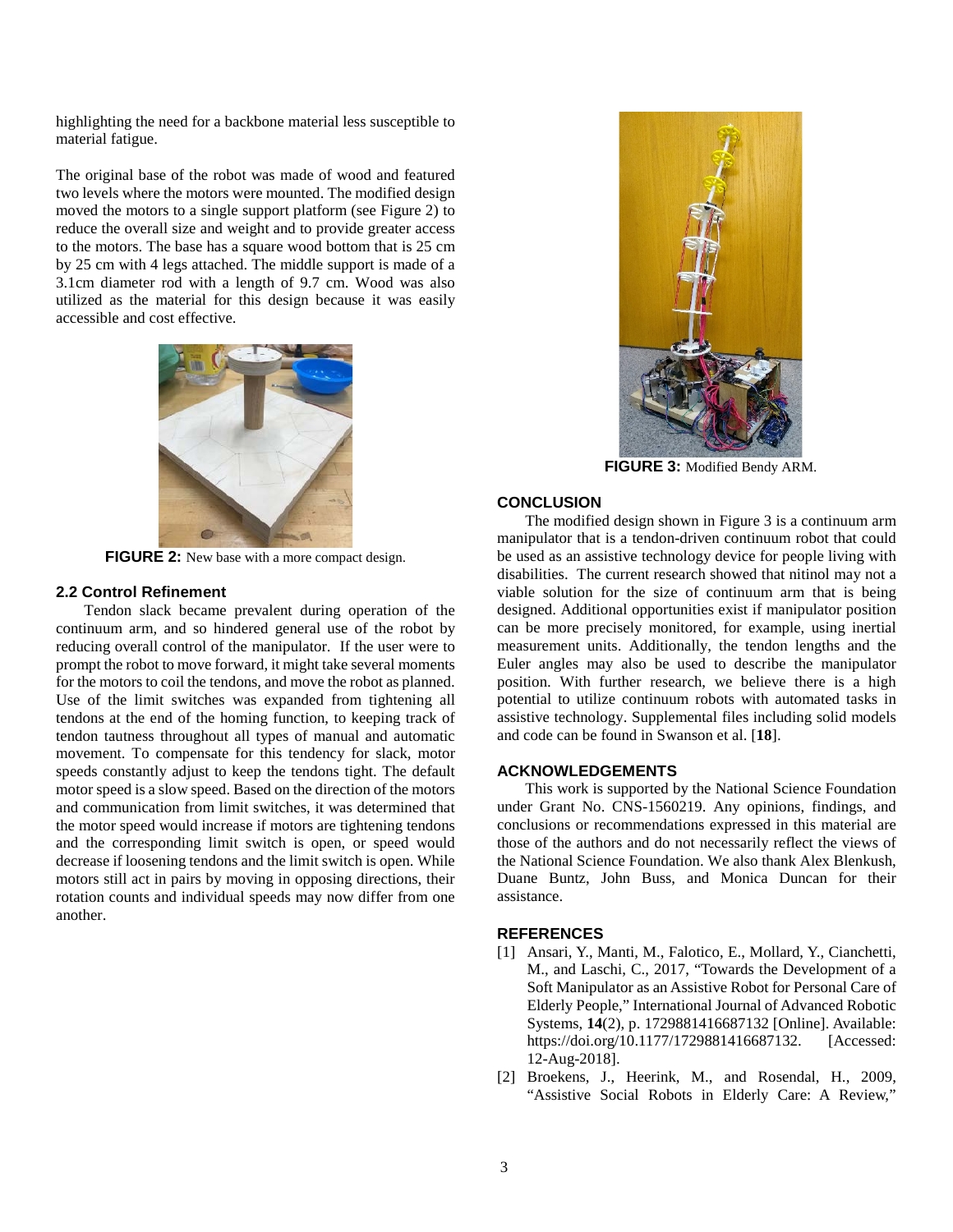highlighting the need for a backbone material less susceptible to material fatigue.

The original base of the robot was made of wood and featured two levels where the motors were mounted. The modified design moved the motors to a single support platform (see Figure 2) to reduce the overall size and weight and to provide greater access to the motors. The base has a square wood bottom that is 25 cm by 25 cm with 4 legs attached. The middle support is made of a 3.1cm diameter rod with a length of 9.7 cm. Wood was also utilized as the material for this design because it was easily accessible and cost effective.

**FIGURE 2:** New base with a more compact design.

### 2.2 Control Refinement

Tendon slack became prevalent during operation of the continuum arm, and so hindered general use of the robot by reducing overall control of the manipulator. If the user were to prompt the robot to move forward, it might take several moments for the motors to coil the tendons, and move the robot as planned. Use of the limit switches was expanded from tightening all tendons at the end of the homing function, to keeping track of tendon tautness throughout all types of manual and automatic movement. To compensate for this tendency for slack, motor speeds constantly adjust to keep the tendons tight. The default motor speed is a slow speed. Based on the direction of the motors and communication from limit switches, it was determined that the motor speed would increase if motors are tightening tendons and the corresponding limit switch is open, or speed would decrease if loosening tendons and the limit switch is open. While motors still act in pairs by moving in opposing directions, their rotation counts and individual speeds may now differ from one another.

**FIGURE 3:** Modified Bendy ARM.

## CONCLUSION

The modified design shown in Figure 3 is a continuum arm manipulator that is a tendon-driven continuum robot that could be used as an assistive technology device for people living with disabilities. The current research showed that nitinol may not a viable solution for the size of continuum arm that is being designed. Additional opportunities exist if manipulator position can be more precisely monitored, for example, using inertial measurement units. Additionally, the tendon lengths and the Euler angles may also be used to describe the manipulator position. With further research, we believe there is a high potential to utilize continuum robots with automated tasks in assistive technology. Supplemental files including solid models and code can be found in Swanson et al. [**18**].

## ACKNOWLEDGEMENTS

This work is supported by the National Science Foundation under Grant No. CNS-1560219. Any opinions, findings, and conclusions or recommendations expressed in this material are those of the authors and do not necessarily reflect the views of the National Science Foundation. We also thank Alex Blenkush, Duane Buntz, John Buss, and Monica Duncan for their assistance.

## REFERENCES

[1] Ansari, Y., Manti, M., Falotico, E., Mollard, Y., Cianchetti, M., and Laschi, C., 2017, "Towards the Development of a Soft Manipulator as an Assistive Robot for Personal Care of Elderly People," International Journal of Advanced Robotic Systems, **14**(2), p. 1729881416687132 [Online]. Available: https://doi.org/10.1177/1729881416687132. [Accessed: 12-Aug-2018].

[2] Broekens, J., Heerink, M., and Rosendal, H., 2009, "Assistive Social Robots in Elderly Care: A Review,"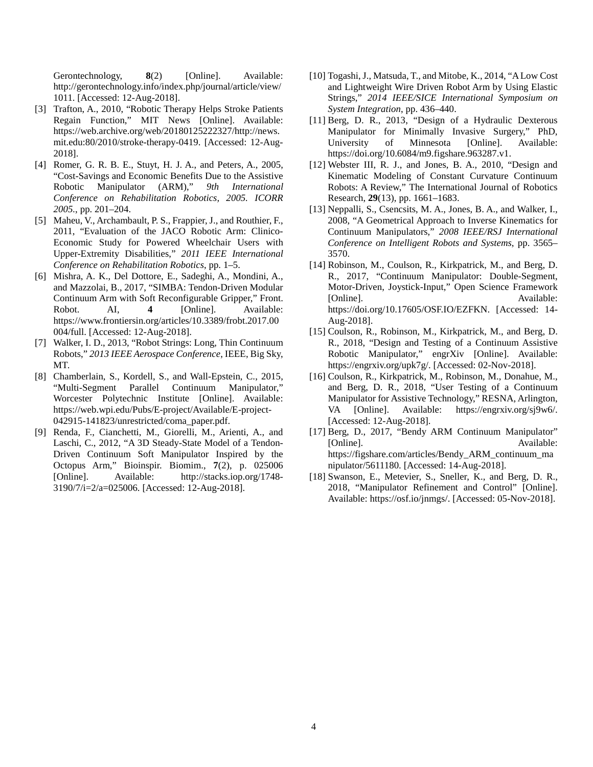Gerontechnology, **8**(2) [Online]. Available: http://gerontechnology.info/index.php/journal/article/view/1011. [Accessed: 12-Aug-2018].

[3] Trafton, A., 2010, "Robotic Therapy Helps Stroke Patients Regain Function," MIT News [Online]. Available: https://web.archive.org/web/20180125222327/http://news.mit.edu:80/2010/stroke-therapy-0419. [Accessed: 12-Aug-2018].

[4] Romer, G. R. B. E., Stuyt, H. J. A., and Peters, A., 2005, "Cost-Savings and Economic Benefits Due to the Assistive Robotic Manipulator (ARM)," *9th International Conference on Rehabilitation Robotics, 2005. ICORR 2005.*, pp. 201–204.

[5] Maheu, V., Archambault, P. S., Frappier, J., and Routhier, F., 2011, "Evaluation of the JACO Robotic Arm: Clinico-Economic Study for Powered Wheelchair Users with Upper-Extremity Disabilities," *2011 IEEE International Conference on Rehabilitation Robotics*, pp. 1–5.

[6] Mishra, A. K., Del Dottore, E., Sadeghi, A., Mondini, A., and Mazzolai, B., 2017, "SIMBA: Tendon-Driven Modular Continuum Arm with Soft Reconfigurable Gripper," Front. Robot. AI, **4** [Online]. Available: https://www.frontiersin.org/articles/10.3389/frobt.2017.00004/full. [Accessed: 12-Aug-2018].

[7] Walker, I. D., 2013, "Robot Strings: Long, Thin Continuum Robots," *2013 IEEE Aerospace Conference*, IEEE, Big Sky, MT.

[8] Chamberlain, S., Kordell, S., and Wall-Epstein, C., 2015, "Multi-Segment Parallel Continuum Manipulator," Worcester Polytechnic Institute [Online]. Available: https://web.wpi.edu/Pubs/E-project/Available/E-project-042915-141823/unrestricted/coma_paper.pdf.

[9] Renda, F., Cianchetti, M., Giorelli, M., Arienti, A., and Laschi, C., 2012, "A 3D Steady-State Model of a Tendon-Driven Continuum Soft Manipulator Inspired by the Octopus Arm," Bioinspir. Biomim., **7**(2), p. 025006 [Online]. Available: http://stacks.iop.org/1748-3190/7/i=2/a=025006. [Accessed: 12-Aug-2018].

[10] Togashi, J., Matsuda, T., and Mitobe, K., 2014, "A Low Cost and Lightweight Wire Driven Robot Arm by Using Elastic Strings," *2014 IEEE/SICE International Symposium on System Integration*, pp. 436–440.

[11] Berg, D. R., 2013, "Design of a Hydraulic Dexterous Manipulator for Minimally Invasive Surgery," PhD, University of Minnesota [Online]. Available: https://doi.org/10.6084/m9.figshare.963287.v1.

[12] Webster III, R. J., and Jones, B. A., 2010, "Design and Kinematic Modeling of Constant Curvature Continuum Robots: A Review," The International Journal of Robotics Research, **29**(13), pp. 1661–1683.

[13] Neppalli, S., Csencsits, M. A., Jones, B. A., and Walker, I., 2008, "A Geometrical Approach to Inverse Kinematics for Continuum Manipulators," *2008 IEEE/RSJ International Conference on Intelligent Robots and Systems*, pp. 3565–3570.

[14] Robinson, M., Coulson, R., Kirkpatrick, M., and Berg, D. R., 2017, "Continuum Manipulator: Double-Segment, Motor-Driven, Joystick-Input," Open Science Framework [Online]. Available: https://doi.org/10.17605/OSF.IO/EZFKN. [Accessed: 14-Aug-2018].

[15] Coulson, R., Robinson, M., Kirkpatrick, M., and Berg, D. R., 2018, "Design and Testing of a Continuum Assistive Robotic Manipulator," engrXiv [Online]. Available: https://engrxiv.org/upk7g/. [Accessed: 02-Nov-2018].

[16] Coulson, R., Kirkpatrick, M., Robinson, M., Donahue, M., and Berg, D. R., 2018, "User Testing of a Continuum Manipulator for Assistive Technology," RESNA, Arlington, VA [Online]. Available: https://engrxiv.org/sj9w6/. [Accessed: 12-Aug-2018].

[17] Berg, D., 2017, "Bendy ARM Continuum Manipulator" [Online]. Available: https://figshare.com/articles/Bendy_ARM_continuum_manipulator/5611180. [Accessed: 14-Aug-2018].

[18] Swanson, E., Metevier, S., Sneller, K., and Berg, D. R., 2018, "Manipulator Refinement and Control" [Online]. Available: https://osf.io/jnmgs/. [Accessed: 05-Nov-2018].